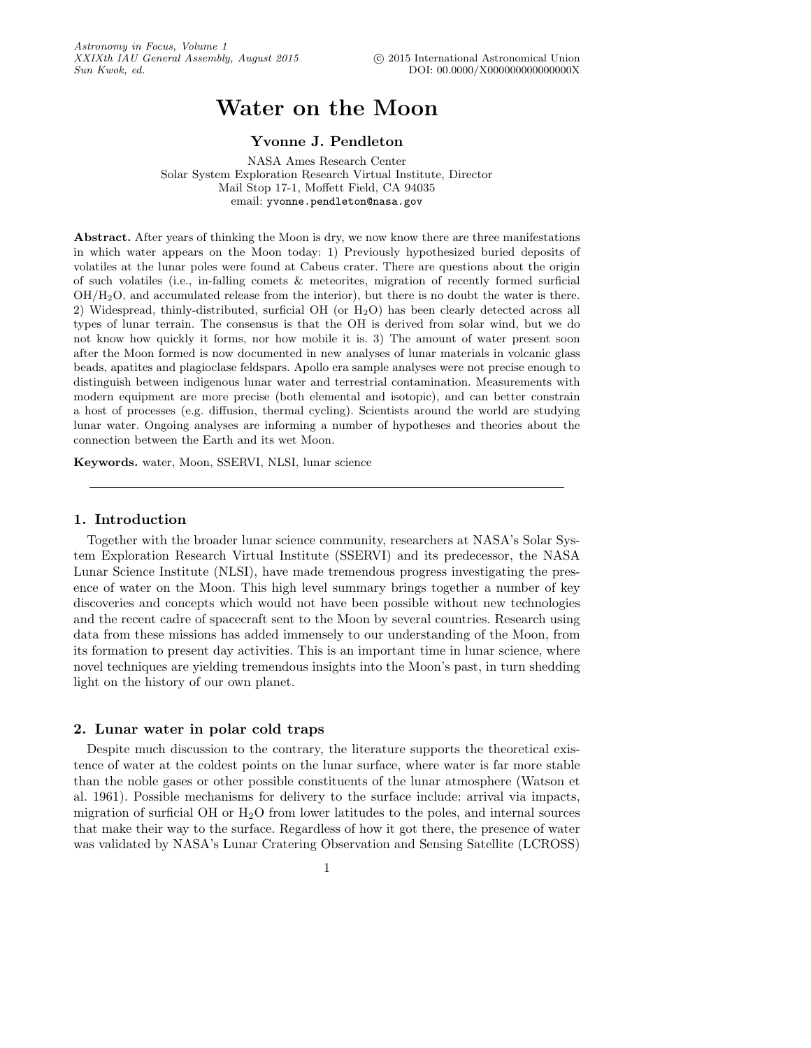# Water on the Moon

**Yvonne J. Pendleton**

NASA Ames Research Center
Solar System Exploration Research Virtual Institute, Director
Mail Stop 17-1, Moffett Field, CA 94035
email: yvonne.pendleton@nasa.gov

**Abstract.** After years of thinking the Moon is dry, we now know there are three manifestations in which water appears on the Moon today: 1) Previously hypothesized buried deposits of volatiles at the lunar poles were found at Cabeus crater. There are questions about the origin of such volatiles (i.e., in-falling comets & meteorites, migration of recently formed surficial $OH/H_2O$, and accumulated release from the interior), but there is no doubt the water is there. 2) Widespread, thinly-distributed, surficial OH (or $H_2O$) has been clearly detected across all types of lunar terrain. The consensus is that the OH is derived from solar wind, but we do not know how quickly it forms, nor how mobile it is. 3) The amount of water present soon after the Moon formed is now documented in new analyses of lunar materials in volcanic glass beads, apatites and plagioclase feldspars. Apollo era sample analyses were not precise enough to distinguish between indigenous lunar water and terrestrial contamination. Measurements with modern equipment are more precise (both elemental and isotopic), and can better constrain a host of processes (e.g. diffusion, thermal cycling). Scientists around the world are studying lunar water. Ongoing analyses are informing a number of hypotheses and theories about the connection between the Earth and its wet Moon.

**Keywords.** water, Moon, SSERVI, NLSI, lunar science

## 1. Introduction

Together with the broader lunar science community, researchers at NASA's Solar System Exploration Research Virtual Institute (SSERVI) and its predecessor, the NASA Lunar Science Institute (NLSI), have made tremendous progress investigating the presence of water on the Moon. This high level summary brings together a number of key discoveries and concepts which would not have been possible without new technologies and the recent cadre of spacecraft sent to the Moon by several countries. Research using data from these missions has added immensely to our understanding of the Moon, from its formation to present day activities. This is an important time in lunar science, where novel techniques are yielding tremendous insights into the Moon's past, in turn shedding light on the history of our own planet.

## 2. Lunar water in polar cold traps

Despite much discussion to the contrary, the literature supports the theoretical existence of water at the coldest points on the lunar surface, where water is far more stable than the noble gases or other possible constituents of the lunar atmosphere (Watson et al. 1961). Possible mechanisms for delivery to the surface include: arrival via impacts, migration of surficial OH or $H_2O$ from lower latitudes to the poles, and internal sources that make their way to the surface. Regardless of how it got there, the presence of water was validated by NASA's Lunar Cratering Observation and Sensing Satellite (LCROSS)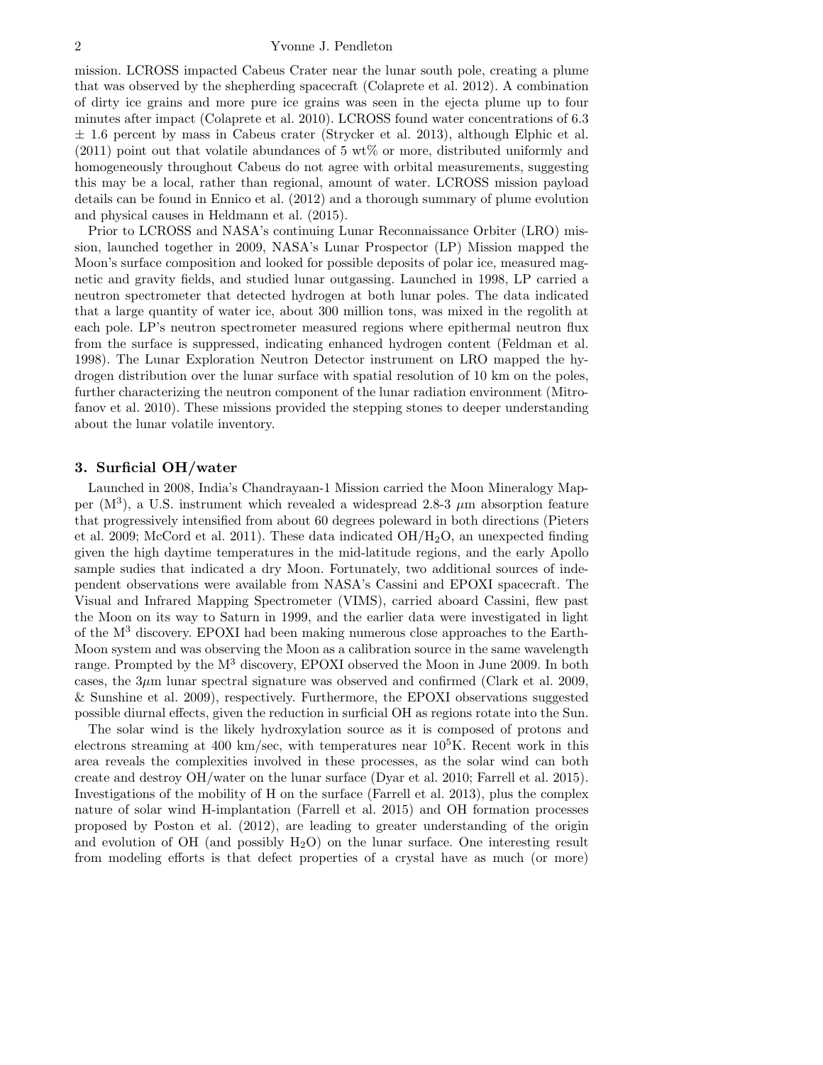mission. LCROSS impacted Cabeus Crater near the lunar south pole, creating a plume that was observed by the shepherding spacecraft (Colaprete et al. 2012). A combination of dirty ice grains and more pure ice grains was seen in the ejecta plume up to four minutes after impact (Colaprete et al. 2010). LCROSS found water concentrations of 6.3 $\pm$ 1.6 percent by mass in Cabeus crater (Strycker et al. 2013), although Elphic et al. (2011) point out that volatile abundances of 5 wt% or more, distributed uniformly and homogeneously throughout Cabeus do not agree with orbital measurements, suggesting this may be a local, rather than regional, amount of water. LCROSS mission payload details can be found in Ennico et al. (2012) and a thorough summary of plume evolution and physical causes in Heldmann et al. (2015).

Prior to LCROSS and NASA's continuing Lunar Reconnaissance Orbiter (LRO) mission, launched together in 2009, NASA's Lunar Prospector (LP) Mission mapped the Moon's surface composition and looked for possible deposits of polar ice, measured magnetic and gravity fields, and studied lunar outgassing. Launched in 1998, LP carried a neutron spectrometer that detected hydrogen at both lunar poles. The data indicated that a large quantity of water ice, about 300 million tons, was mixed in the regolith at each pole. LP's neutron spectrometer measured regions where epithermal neutron flux from the surface is suppressed, indicating enhanced hydrogen content (Feldman et al. 1998). The Lunar Exploration Neutron Detector instrument on LRO mapped the hydrogen distribution over the lunar surface with spatial resolution of 10 km on the poles, further characterizing the neutron component of the lunar radiation environment (Mitrofanov et al. 2010). These missions provided the stepping stones to deeper understanding about the lunar volatile inventory.

## 3. Surficial OH/water

Launched in 2008, India's Chandrayaan-1 Mission carried the Moon Mineralogy Mapper ($M^3$), a U.S. instrument which revealed a widespread 2.8-3 $\mu$m absorption feature that progressively intensified from about 60 degrees poleward in both directions (Pieters et al. 2009; McCord et al. 2011). These data indicated $OH/H_2O$, an unexpected finding given the high daytime temperatures in the mid-latitude regions, and the early Apollo sample sudies that indicated a dry Moon. Fortunately, two additional sources of independent observations were available from NASA's Cassini and EPOXI spacecraft. The Visual and Infrared Mapping Spectrometer (VIMS), carried aboard Cassini, flew past the Moon on its way to Saturn in 1999, and the earlier data were investigated in light of the $M^3$ discovery. EPOXI had been making numerous close approaches to the Earth-Moon system and was observing the Moon as a calibration source in the same wavelength range. Prompted by the $M^3$ discovery, EPOXI observed the Moon in June 2009. In both cases, the 3$\mu$m lunar spectral signature was observed and confirmed (Clark et al. 2009, & Sunshine et al. 2009), respectively. Furthermore, the EPOXI observations suggested possible diurnal effects, given the reduction in surficial OH as regions rotate into the Sun.

The solar wind is the likely hydroxylation source as it is composed of protons and electrons streaming at 400 km/sec, with temperatures near $10^5$K. Recent work in this area reveals the complexities involved in these processes, as the solar wind can both create and destroy OH/water on the lunar surface (Dyar et al. 2010; Farrell et al. 2015). Investigations of the mobility of H on the surface (Farrell et al. 2013), plus the complex nature of solar wind H-implantation (Farrell et al. 2015) and OH formation processes proposed by Poston et al. (2012), are leading to greater understanding of the origin and evolution of OH (and possibly $H_2O$) on the lunar surface. One interesting result from modeling efforts is that defect properties of a crystal have as much (or more)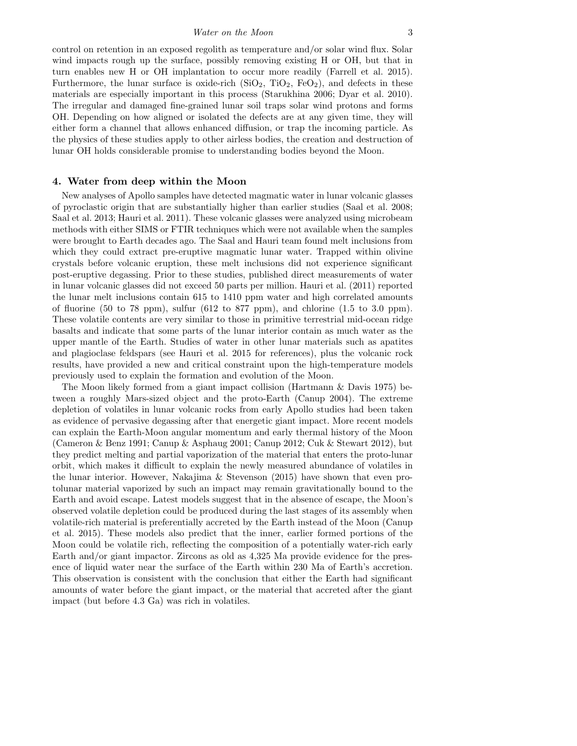control on retention in an exposed regolith as temperature and/or solar wind flux. Solar wind impacts rough up the surface, possibly removing existing H or OH, but that in turn enables new H or OH implantation to occur more readily (Farrell et al. 2015). Furthermore, the lunar surface is oxide-rich ($SiO_2$, $TiO_2$, $FeO_2$), and defects in these materials are especially important in this process (Starukhina 2006; Dyar et al. 2010). The irregular and damaged fine-grained lunar soil traps solar wind protons and forms OH. Depending on how aligned or isolated the defects are at any given time, they will either form a channel that allows enhanced diffusion, or trap the incoming particle. As the physics of these studies apply to other airless bodies, the creation and destruction of lunar OH holds considerable promise to understanding bodies beyond the Moon.

## 4. Water from deep within the Moon

New analyses of Apollo samples have detected magmatic water in lunar volcanic glasses of pyroclastic origin that are substantially higher than earlier studies (Saal et al. 2008; Saal et al. 2013; Hauri et al. 2011). These volcanic glasses were analyzed using microbeam methods with either SIMS or FTIR techniques which were not available when the samples were brought to Earth decades ago. The Saal and Hauri team found melt inclusions from which they could extract pre-eruptive magmatic lunar water. Trapped within olivine crystals before volcanic eruption, these melt inclusions did not experience significant post-eruptive degassing. Prior to these studies, published direct measurements of water in lunar volcanic glasses did not exceed 50 parts per million. Hauri et al. (2011) reported the lunar melt inclusions contain 615 to 1410 ppm water and high correlated amounts of fluorine (50 to 78 ppm), sulfur (612 to 877 ppm), and chlorine (1.5 to 3.0 ppm). These volatile contents are very similar to those in primitive terrestrial mid-ocean ridge basalts and indicate that some parts of the lunar interior contain as much water as the upper mantle of the Earth. Studies of water in other lunar materials such as apatites and plagioclase feldspars (see Hauri et al. 2015 for references), plus the volcanic rock results, have provided a new and critical constraint upon the high-temperature models previously used to explain the formation and evolution of the Moon.

The Moon likely formed from a giant impact collision (Hartmann & Davis 1975) between a roughly Mars-sized object and the proto-Earth (Canup 2004). The extreme depletion of volatiles in lunar volcanic rocks from early Apollo studies had been taken as evidence of pervasive degassing after that energetic giant impact. More recent models can explain the Earth-Moon angular momentum and early thermal history of the Moon (Cameron & Benz 1991; Canup & Asphaug 2001; Canup 2012; Cuk & Stewart 2012), but they predict melting and partial vaporization of the material that enters the proto-lunar orbit, which makes it difficult to explain the newly measured abundance of volatiles in the lunar interior. However, Nakajima & Stevenson (2015) have shown that even protolunar material vaporized by such an impact may remain gravitationally bound to the Earth and avoid escape. Latest models suggest that in the absence of escape, the Moon's observed volatile depletion could be produced during the last stages of its assembly when volatile-rich material is preferentially accreted by the Earth instead of the Moon (Canup et al. 2015). These models also predict that the inner, earlier formed portions of the Moon could be volatile rich, reflecting the composition of a potentially water-rich early Earth and/or giant impactor. Zircons as old as 4,325 Ma provide evidence for the presence of liquid water near the surface of the Earth within 230 Ma of Earth's accretion. This observation is consistent with the conclusion that either the Earth had significant amounts of water before the giant impact, or the material that accreted after the giant impact (but before 4.3 Ga) was rich in volatiles.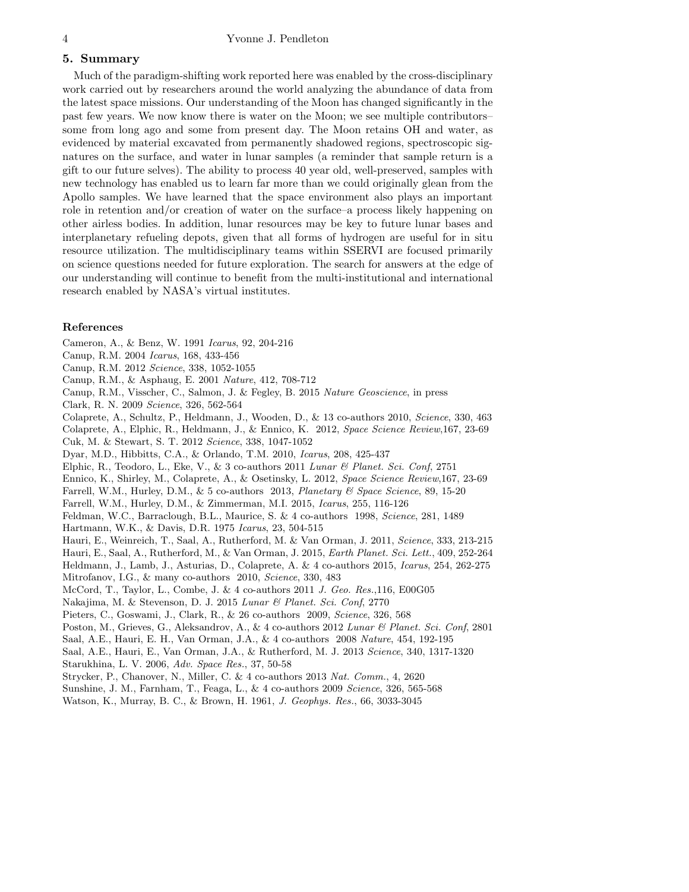## 5. Summary

Much of the paradigm-shifting work reported here was enabled by the cross-disciplinary work carried out by researchers around the world analyzing the abundance of data from the latest space missions. Our understanding of the Moon has changed significantly in the past few years. We now know there is water on the Moon; we see multiple contributors–some from long ago and some from present day. The Moon retains OH and water, as evidenced by material excavated from permanently shadowed regions, spectroscopic signatures on the surface, and water in lunar samples (a reminder that sample return is a gift to our future selves). The ability to process 40 year old, well-preserved, samples with new technology has enabled us to learn far more than we could originally glean from the Apollo samples. We have learned that the space environment also plays an important role in retention and/or creation of water on the surface–a process likely happening on other airless bodies. In addition, lunar resources may be key to future lunar bases and interplanetary refueling depots, given that all forms of hydrogen are useful for in situ resource utilization. The multidisciplinary teams within SSERVI are focused primarily on science questions needed for future exploration. The search for answers at the edge of our understanding will continue to benefit from the multi-institutional and international research enabled by NASA's virtual institutes.

### References

Cameron, A., & Benz, W. 1991 *Icarus*, 92, 204-216

Canup, R.M. 2004 *Icarus*, 168, 433-456

Canup, R.M. 2012 *Science*, 338, 1052-1055

Canup, R.M., & Asphaug, E. 2001 *Nature*, 412, 708-712

Canup, R.M., Visscher, C., Salmon, J. & Fegley, B. 2015 *Nature Geoscience*, in press

Clark, R. N. 2009 *Science*, 326, 562-564

Colaprete, A., Schultz, P., Heldmann, J., Wooden, D., & 13 co-authors 2010, *Science*, 330, 463

Colaprete, A., Elphic, R., Heldmann, J., & Ennico, K. 2012, *Space Science Review*,167, 23-69

Cuk, M. & Stewart, S. T. 2012 *Science*, 338, 1047-1052

Dyar, M.D., Hibbitts, C.A., & Orlando, T.M. 2010, *Icarus*, 208, 425-437

Elphic, R., Teodoro, L., Eke, V., & 3 co-authors 2011 *Lunar & Planet. Sci. Conf*, 2751

Ennico, K., Shirley, M., Colaprete, A., & Osetinsky, L. 2012, *Space Science Review*,167, 23-69

Farrell, W.M., Hurley, D.M., & 5 co-authors 2013, *Planetary & Space Science*, 89, 15-20

Farrell, W.M., Hurley, D.M., & Zimmerman, M.I. 2015, *Icarus*, 255, 116-126

Feldman, W.C., Barraclough, B.L., Maurice, S. & 4 co-authors 1998, *Science*, 281, 1489

Hartmann, W.K., & Davis, D.R. 1975 *Icarus*, 23, 504-515

Hauri, E., Weinreich, T., Saal, A., Rutherford, M. & Van Orman, J. 2011, *Science*, 333, 213-215

Hauri, E., Saal, A., Rutherford, M., & Van Orman, J. 2015, *Earth Planet. Sci. Lett.*, 409, 252-264

Heldmann, J., Lamb, J., Asturias, D., Colaprete, A. & 4 co-authors 2015, *Icarus*, 254, 262-275

Mitrofanov, I.G., & many co-authors 2010, *Science*, 330, 483

McCord, T., Taylor, L., Combe, J. & 4 co-authors 2011 *J. Geo. Res.*,116, E00G05

Nakajima, M. & Stevenson, D. J. 2015 *Lunar & Planet. Sci. Conf*, 2770

Pieters, C., Goswami, J., Clark, R., & 26 co-authors 2009, *Science*, 326, 568

Poston, M., Grieves, G., Aleksandrov, A., & 4 co-authors 2012 *Lunar & Planet. Sci. Conf*, 2801

Saal, A.E., Hauri, E. H., Van Orman, J.A., & 4 co-authors 2008 *Nature*, 454, 192-195

Saal, A.E., Hauri, E., Van Orman, J.A., & Rutherford, M. J. 2013 *Science*, 340, 1317-1320

Starukhina, L. V. 2006, *Adv. Space Res.*, 37, 50-58

Strycker, P., Chanover, N., Miller, C. & 4 co-authors 2013 *Nat. Comm.*, 4, 2620

Sunshine, J. M., Farnham, T., Feaga, L., & 4 co-authors 2009 *Science*, 326, 565-568

Watson, K., Murray, B. C., & Brown, H. 1961, *J. Geophys. Res.*, 66, 3033-3045